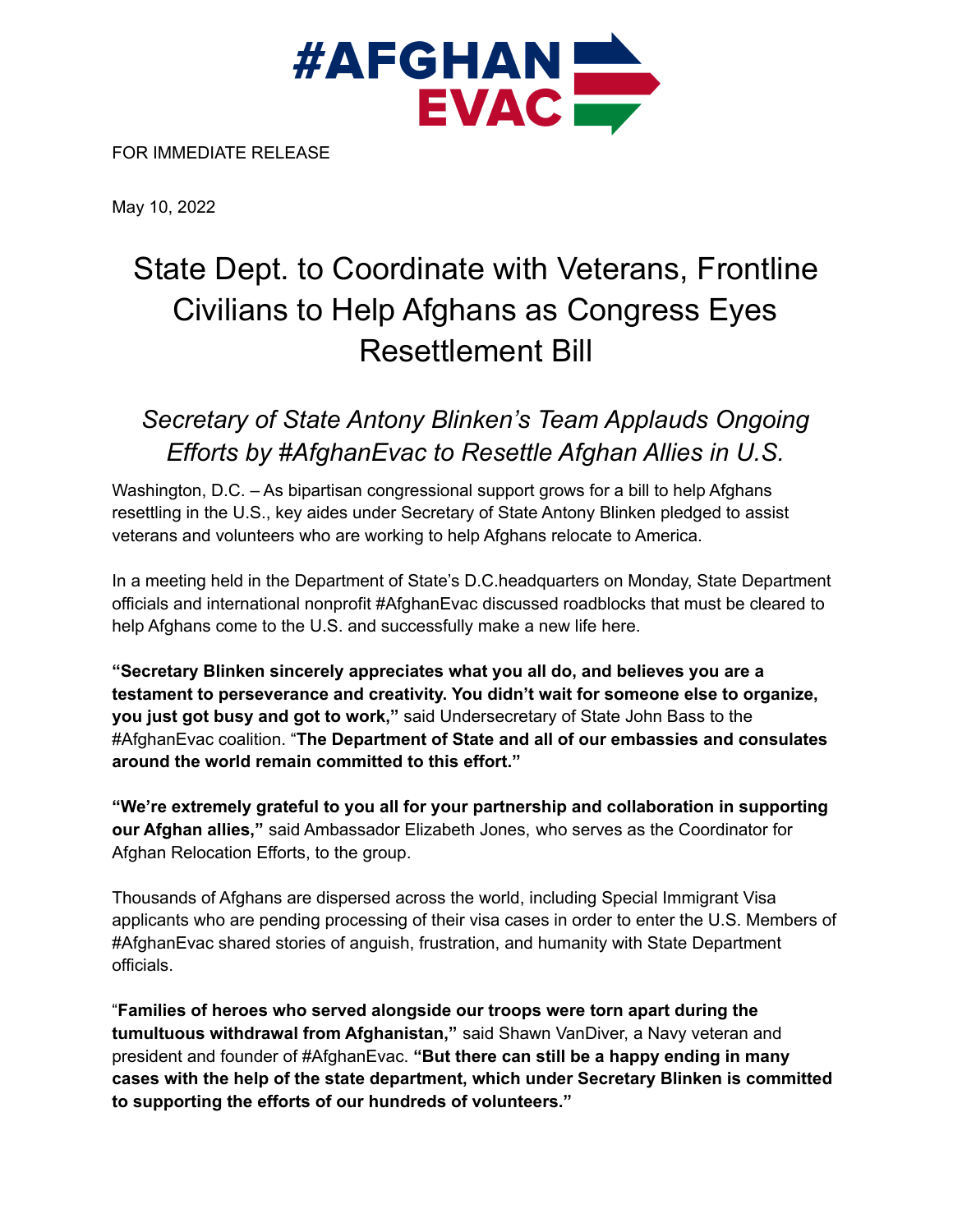#AFGHAN EVAC

FOR IMMEDIATE RELEASE

May 10, 2022

# State Dept. to Coordinate with Veterans, Frontline Civilians to Help Afghans as Congress Eyes Resettlement Bill

## *Secretary of State Antony Blinken's Team Applauds Ongoing Efforts by #AfghanEvac to Resettle Afghan Allies in U.S.*

Washington, D.C. – As bipartisan congressional support grows for a bill to help Afghans resettling in the U.S., key aides under Secretary of State Antony Blinken pledged to assist veterans and volunteers who are working to help Afghans relocate to America.

In a meeting held in the Department of State's D.C.headquarters on Monday, State Department officials and international nonprofit #AfghanEvac discussed roadblocks that must be cleared to help Afghans come to the U.S. and successfully make a new life here.

**"Secretary Blinken sincerely appreciates what you all do, and believes you are a testament to perseverance and creativity. You didn't wait for someone else to organize, you just got busy and got to work,"** said Undersecretary of State John Bass to the #AfghanEvac coalition. "**The Department of State and all of our embassies and consulates around the world remain committed to this effort."**

**"We're extremely grateful to you all for your partnership and collaboration in supporting our Afghan allies,"** said Ambassador Elizabeth Jones, who serves as the Coordinator for Afghan Relocation Efforts, to the group.

Thousands of Afghans are dispersed across the world, including Special Immigrant Visa applicants who are pending processing of their visa cases in order to enter the U.S. Members of #AfghanEvac shared stories of anguish, frustration, and humanity with State Department officials.

"**Families of heroes who served alongside our troops were torn apart during the tumultuous withdrawal from Afghanistan,"** said Shawn VanDiver, a Navy veteran and president and founder of #AfghanEvac. **"But there can still be a happy ending in many cases with the help of the state department, which under Secretary Blinken is committed to supporting the efforts of our hundreds of volunteers."**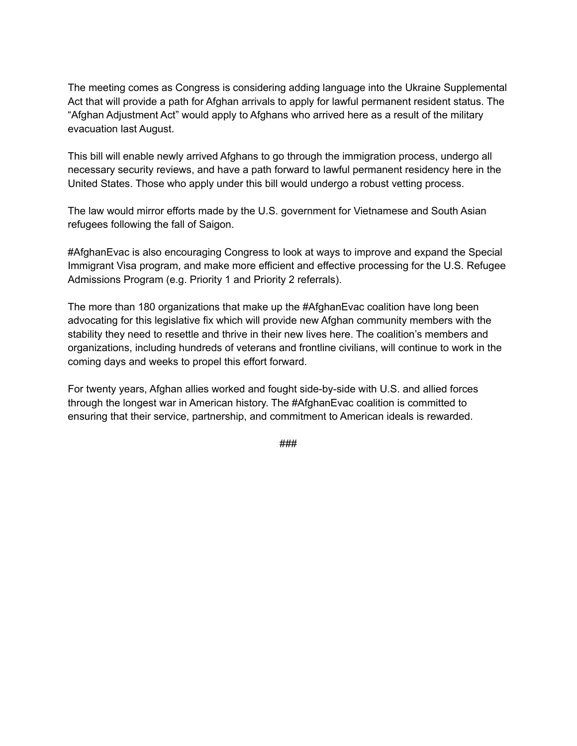The meeting comes as Congress is considering adding language into the Ukraine Supplemental Act that will provide a path for Afghan arrivals to apply for lawful permanent resident status. The "Afghan Adjustment Act" would apply to Afghans who arrived here as a result of the military evacuation last August.

This bill will enable newly arrived Afghans to go through the immigration process, undergo all necessary security reviews, and have a path forward to lawful permanent residency here in the United States. Those who apply under this bill would undergo a robust vetting process.

The law would mirror efforts made by the U.S. government for Vietnamese and South Asian refugees following the fall of Saigon.

#AfghanEvac is also encouraging Congress to look at ways to improve and expand the Special Immigrant Visa program, and make more efficient and effective processing for the U.S. Refugee Admissions Program (e.g. Priority 1 and Priority 2 referrals).

The more than 180 organizations that make up the #AfghanEvac coalition have long been advocating for this legislative fix which will provide new Afghan community members with the stability they need to resettle and thrive in their new lives here. The coalition's members and organizations, including hundreds of veterans and frontline civilians, will continue to work in the coming days and weeks to propel this effort forward.

For twenty years, Afghan allies worked and fought side-by-side with U.S. and allied forces through the longest war in American history. The #AfghanEvac coalition is committed to ensuring that their service, partnership, and commitment to American ideals is rewarded.

###